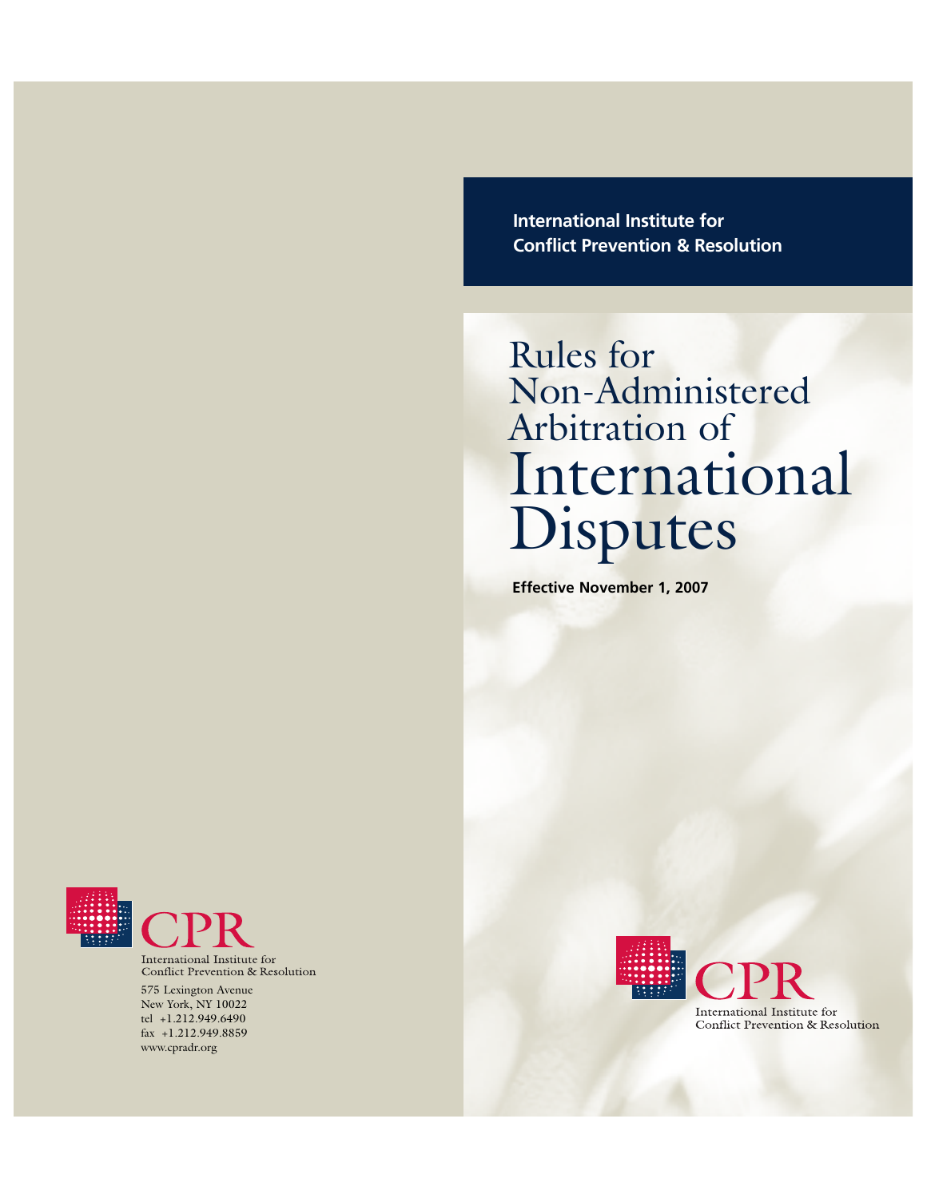International Institute for
Conflict Prevention & Resolution

# Rules for Non-Administered Arbitration of International Disputes

**Effective November 1, 2007**

CPR
International Institute for
Conflict Prevention & Resolution

CPR
International Institute for
Conflict Prevention & Resolution
575 Lexington Avenue
New York, NY 10022
tel +1.212.949.6490
fax +1.212.949.8859
www.cpradr.org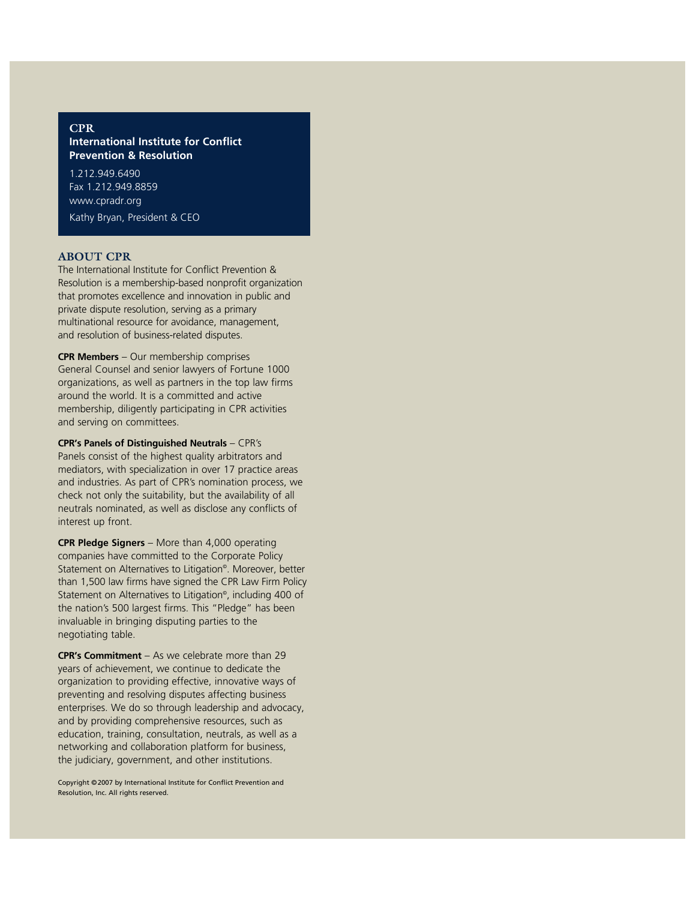**CPR**
**International Institute for Conflict Prevention & Resolution**

1.212.949.6490
Fax 1.212.949.8859
www.cpradr.org

Kathy Bryan, President & CEO

## ABOUT CPR

The International Institute for Conflict Prevention & Resolution is a membership-based nonprofit organization that promotes excellence and innovation in public and private dispute resolution, serving as a primary multinational resource for avoidance, management, and resolution of business-related disputes.

**CPR Members** – Our membership comprises General Counsel and senior lawyers of Fortune 1000 organizations, as well as partners in the top law firms around the world. It is a committed and active membership, diligently participating in CPR activities and serving on committees.

**CPR's Panels of Distinguished Neutrals** – CPR's Panels consist of the highest quality arbitrators and mediators, with specialization in over 17 practice areas and industries. As part of CPR's nomination process, we check not only the suitability, but the availability of all neutrals nominated, as well as disclose any conflicts of interest up front.

**CPR Pledge Signers** – More than 4,000 operating companies have committed to the Corporate Policy Statement on Alternatives to Litigation©. Moreover, better than 1,500 law firms have signed the CPR Law Firm Policy Statement on Alternatives to Litigation©, including 400 of the nation's 500 largest firms. This "Pledge" has been invaluable in bringing disputing parties to the negotiating table.

**CPR's Commitment** – As we celebrate more than 29 years of achievement, we continue to dedicate the organization to providing effective, innovative ways of preventing and resolving disputes affecting business enterprises. We do so through leadership and advocacy, and by providing comprehensive resources, such as education, training, consultation, neutrals, as well as a networking and collaboration platform for business, the judiciary, government, and other institutions.

Copyright ©2007 by International Institute for Conflict Prevention and Resolution, Inc. All rights reserved.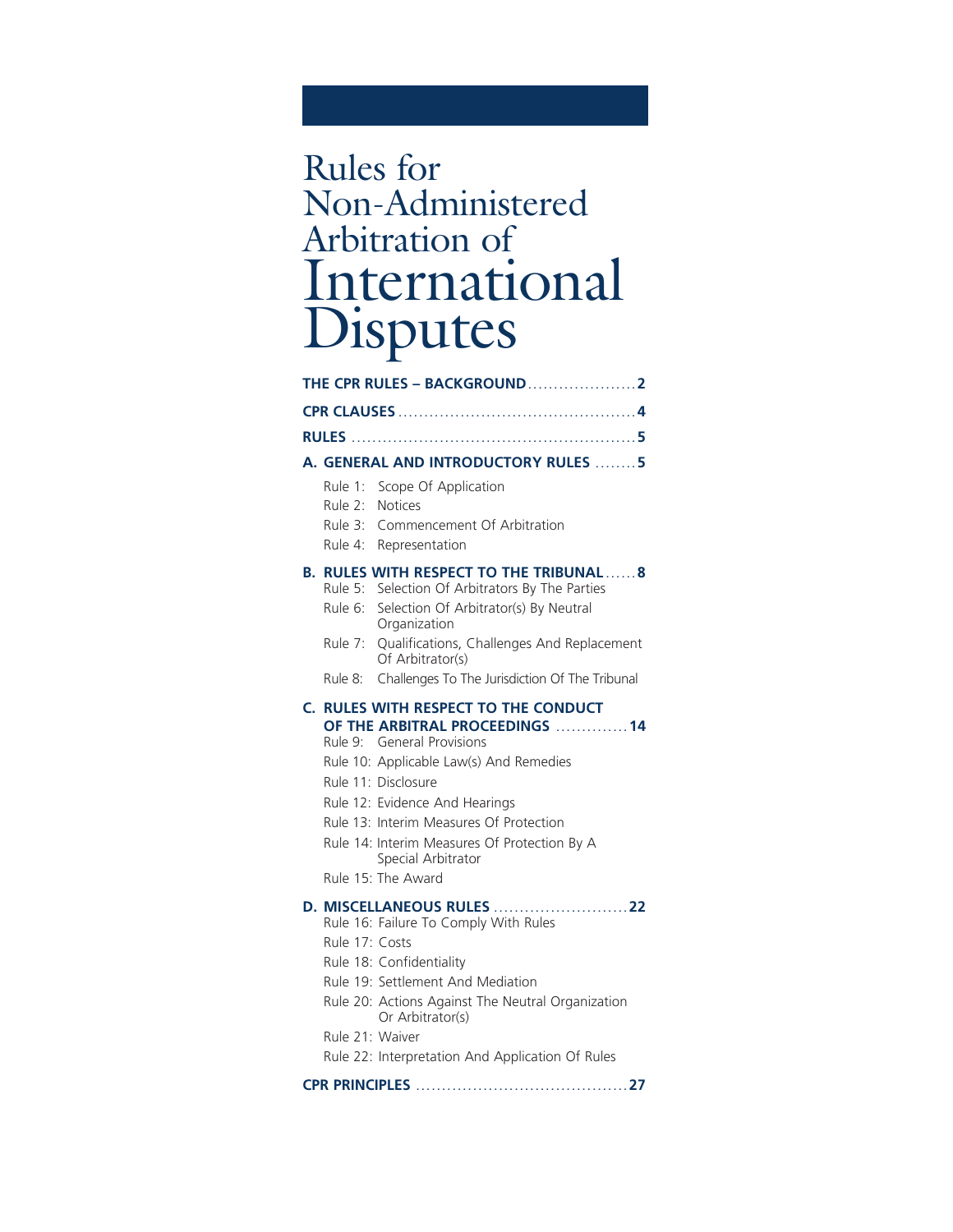# Rules for Non-Administered Arbitration of International Disputes

**THE CPR RULES – BACKGROUND** .................... **2**

**CPR CLAUSES** .................... **4**

**RULES** .................... **5**

**A. GENERAL AND INTRODUCTORY RULES** .................... **5**

- Rule 1: Scope Of Application
- Rule 2: Notices
- Rule 3: Commencement Of Arbitration
- Rule 4: Representation

**B. RULES WITH RESPECT TO THE TRIBUNAL** .................... **8**

- Rule 5: Selection Of Arbitrators By The Parties
- Rule 6: Selection Of Arbitrator(s) By Neutral Organization
- Rule 7: Qualifications, Challenges And Replacement Of Arbitrator(s)
- Rule 8: Challenges To The Jurisdiction Of The Tribunal

**C. RULES WITH RESPECT TO THE CONDUCT OF THE ARBITRAL PROCEEDINGS** .................... **14**

- Rule 9: General Provisions
- Rule 10: Applicable Law(s) And Remedies
- Rule 11: Disclosure
- Rule 12: Evidence And Hearings
- Rule 13: Interim Measures Of Protection
- Rule 14: Interim Measures Of Protection By A Special Arbitrator
- Rule 15: The Award

**D. MISCELLANEOUS RULES** .................... **22**

- Rule 16: Failure To Comply With Rules
- Rule 17: Costs
- Rule 18: Confidentiality
- Rule 19: Settlement And Mediation
- Rule 20: Actions Against The Neutral Organization Or Arbitrator(s)
- Rule 21: Waiver
- Rule 22: Interpretation And Application Of Rules

**CPR PRINCIPLES** .................... **27**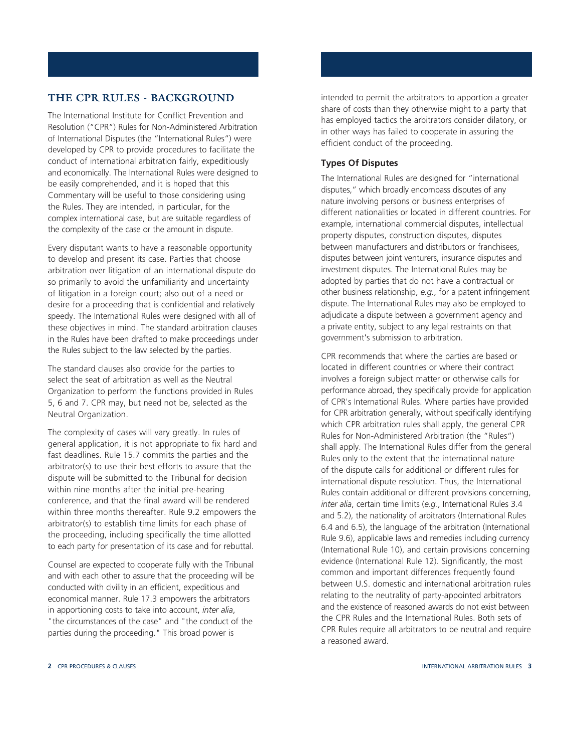## THE CPR RULES - BACKGROUND

The International Institute for Conflict Prevention and Resolution ("CPR") Rules for Non-Administered Arbitration of International Disputes (the "International Rules") were developed by CPR to provide procedures to facilitate the conduct of international arbitration fairly, expeditiously and economically. The International Rules were designed to be easily comprehended, and it is hoped that this Commentary will be useful to those considering using the Rules. They are intended, in particular, for the complex international case, but are suitable regardless of the complexity of the case or the amount in dispute.

Every disputant wants to have a reasonable opportunity to develop and present its case. Parties that choose arbitration over litigation of an international dispute do so primarily to avoid the unfamiliarity and uncertainty of litigation in a foreign court; also out of a need or desire for a proceeding that is confidential and relatively speedy. The International Rules were designed with all of these objectives in mind. The standard arbitration clauses in the Rules have been drafted to make proceedings under the Rules subject to the law selected by the parties.

The standard clauses also provide for the parties to select the seat of arbitration as well as the Neutral Organization to perform the functions provided in Rules 5, 6 and 7. CPR may, but need not be, selected as the Neutral Organization.

The complexity of cases will vary greatly. In rules of general application, it is not appropriate to fix hard and fast deadlines. Rule 15.7 commits the parties and the arbitrator(s) to use their best efforts to assure that the dispute will be submitted to the Tribunal for decision within nine months after the initial pre-hearing conference, and that the final award will be rendered within three months thereafter. Rule 9.2 empowers the arbitrator(s) to establish time limits for each phase of the proceeding, including specifically the time allotted to each party for presentation of its case and for rebuttal.

Counsel are expected to cooperate fully with the Tribunal and with each other to assure that the proceeding will be conducted with civility in an efficient, expeditious and economical manner. Rule 17.3 empowers the arbitrators in apportioning costs to take into account, *inter alia*, "the circumstances of the case" and "the conduct of the parties during the proceeding." This broad power is intended to permit the arbitrators to apportion a greater share of costs than they otherwise might to a party that has employed tactics the arbitrators consider dilatory, or in other ways has failed to cooperate in assuring the efficient conduct of the proceeding.

### Types Of Disputes

The International Rules are designed for "international disputes," which broadly encompass disputes of any nature involving persons or business enterprises of different nationalities or located in different countries. For example, international commercial disputes, intellectual property disputes, construction disputes, disputes between manufacturers and distributors or franchisees, disputes between joint venturers, insurance disputes and investment disputes. The International Rules may be adopted by parties that do not have a contractual or other business relationship, *e.g.*, for a patent infringement dispute. The International Rules may also be employed to adjudicate a dispute between a government agency and a private entity, subject to any legal restraints on that government's submission to arbitration.

CPR recommends that where the parties are based or located in different countries or where their contract involves a foreign subject matter or otherwise calls for performance abroad, they specifically provide for application of CPR's International Rules. Where parties have provided for CPR arbitration generally, without specifically identifying which CPR arbitration rules shall apply, the general CPR Rules for Non-Administered Arbitration (the "Rules") shall apply. The International Rules differ from the general Rules only to the extent that the international nature of the dispute calls for additional or different rules for international dispute resolution. Thus, the International Rules contain additional or different provisions concerning, *inter alia*, certain time limits (*e.g.*, International Rules 3.4 and 5.2), the nationality of arbitrators (International Rules 6.4 and 6.5), the language of the arbitration (International Rule 9.6), applicable laws and remedies including currency (International Rule 10), and certain provisions concerning evidence (International Rule 12). Significantly, the most common and important differences frequently found between U.S. domestic and international arbitration rules relating to the neutrality of party-appointed arbitrators and the existence of reasoned awards do not exist between the CPR Rules and the International Rules. Both sets of CPR Rules require all arbitrators to be neutral and require a reasoned award.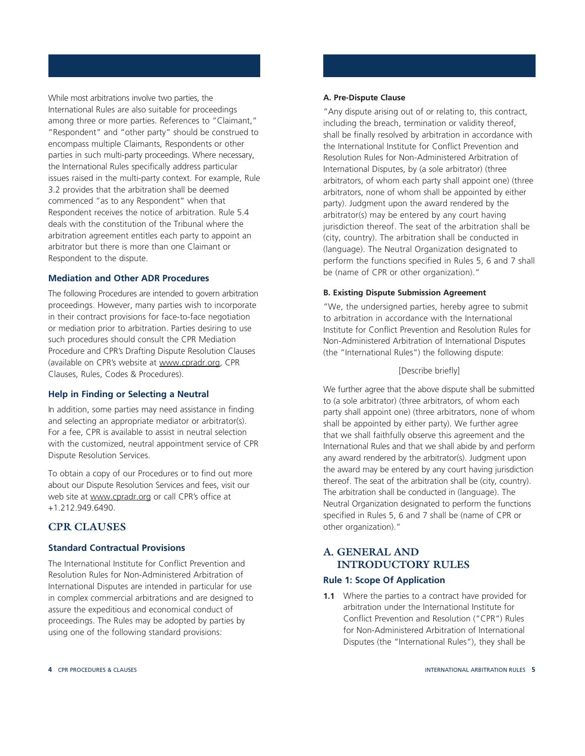While most arbitrations involve two parties, the International Rules are also suitable for proceedings among three or more parties. References to "Claimant," "Respondent" and "other party" should be construed to encompass multiple Claimants, Respondents or other parties in such multi-party proceedings. Where necessary, the International Rules specifically address particular issues raised in the multi-party context. For example, Rule 3.2 provides that the arbitration shall be deemed commenced "as to any Respondent" when that Respondent receives the notice of arbitration. Rule 5.4 deals with the constitution of the Tribunal where the arbitration agreement entitles each party to appoint an arbitrator but there is more than one Claimant or Respondent to the dispute.

### Mediation and Other ADR Procedures

The following Procedures are intended to govern arbitration proceedings. However, many parties wish to incorporate in their contract provisions for face-to-face negotiation or mediation prior to arbitration. Parties desiring to use such procedures should consult the CPR Mediation Procedure and CPR's Drafting Dispute Resolution Clauses (available on CPR's website at www.cpradr.org, CPR Clauses, Rules, Codes & Procedures).

### Help in Finding or Selecting a Neutral

In addition, some parties may need assistance in finding and selecting an appropriate mediator or arbitrator(s). For a fee, CPR is available to assist in neutral selection with the customized, neutral appointment service of CPR Dispute Resolution Services.

To obtain a copy of our Procedures or to find out more about our Dispute Resolution Services and fees, visit our web site at www.cpradr.org or call CPR's office at +1.212.949.6490.

## CPR CLAUSES

### Standard Contractual Provisions

The International Institute for Conflict Prevention and Resolution Rules for Non-Administered Arbitration of International Disputes are intended in particular for use in complex commercial arbitrations and are designed to assure the expeditious and economical conduct of proceedings. The Rules may be adopted by parties by using one of the following standard provisions:

#### A. Pre-Dispute Clause

"Any dispute arising out of or relating to, this contract, including the breach, termination or validity thereof, shall be finally resolved by arbitration in accordance with the International Institute for Conflict Prevention and Resolution Rules for Non-Administered Arbitration of International Disputes, by (a sole arbitrator) (three arbitrators, of whom each party shall appoint one) (three arbitrators, none of whom shall be appointed by either party). Judgment upon the award rendered by the arbitrator(s) may be entered by any court having jurisdiction thereof. The seat of the arbitration shall be (city, country). The arbitration shall be conducted in (language). The Neutral Organization designated to perform the functions specified in Rules 5, 6 and 7 shall be (name of CPR or other organization)."

#### B. Existing Dispute Submission Agreement

"We, the undersigned parties, hereby agree to submit to arbitration in accordance with the International Institute for Conflict Prevention and Resolution Rules for Non-Administered Arbitration of International Disputes (the "International Rules") the following dispute:

[Describe briefly]

We further agree that the above dispute shall be submitted to (a sole arbitrator) (three arbitrators, of whom each party shall appoint one) (three arbitrators, none of whom shall be appointed by either party). We further agree that we shall faithfully observe this agreement and the International Rules and that we shall abide by and perform any award rendered by the arbitrator(s). Judgment upon the award may be entered by any court having jurisdiction thereof. The seat of the arbitration shall be (city, country). The arbitration shall be conducted in (language). The Neutral Organization designated to perform the functions specified in Rules 5, 6 and 7 shall be (name of CPR or other organization)."

## A. GENERAL AND INTRODUCTORY RULES

### Rule 1: Scope Of Application

**1.1** Where the parties to a contract have provided for arbitration under the International Institute for Conflict Prevention and Resolution ("CPR") Rules for Non-Administered Arbitration of International Disputes (the "International Rules"), they shall be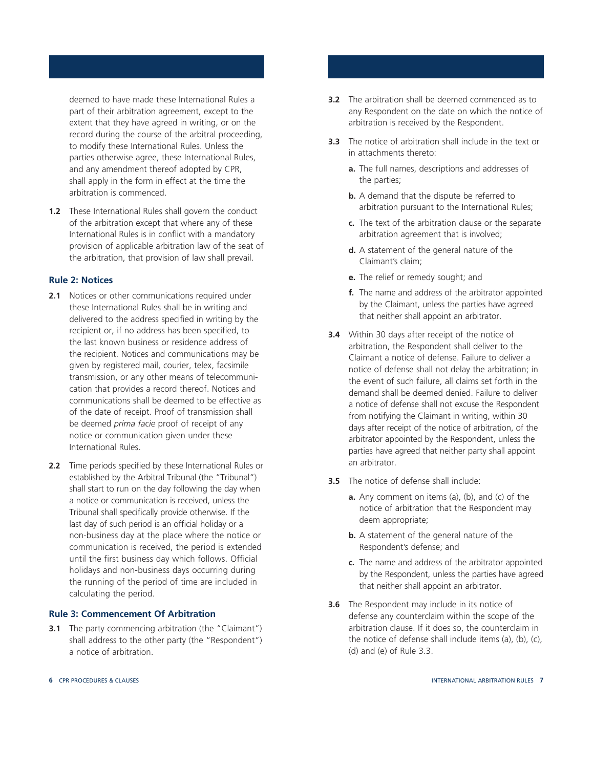deemed to have made these International Rules a part of their arbitration agreement, except to the extent that they have agreed in writing, or on the record during the course of the arbitral proceeding, to modify these International Rules. Unless the parties otherwise agree, these International Rules, and any amendment thereof adopted by CPR, shall apply in the form in effect at the time the arbitration is commenced.

**1.2** These International Rules shall govern the conduct of the arbitration except that where any of these International Rules is in conflict with a mandatory provision of applicable arbitration law of the seat of the arbitration, that provision of law shall prevail.

### Rule 2: Notices

**2.1** Notices or other communications required under these International Rules shall be in writing and delivered to the address specified in writing by the recipient or, if no address has been specified, to the last known business or residence address of the recipient. Notices and communications may be given by registered mail, courier, telex, facsimile transmission, or any other means of telecommunication that provides a record thereof. Notices and communications shall be deemed to be effective as of the date of receipt. Proof of transmission shall be deemed *prima facie* proof of receipt of any notice or communication given under these International Rules.

**2.2** Time periods specified by these International Rules or established by the Arbitral Tribunal (the "Tribunal") shall start to run on the day following the day when a notice or communication is received, unless the Tribunal shall specifically provide otherwise. If the last day of such period is an official holiday or a non-business day at the place where the notice or communication is received, the period is extended until the first business day which follows. Official holidays and non-business days occurring during the running of the period of time are included in calculating the period.

### Rule 3: Commencement Of Arbitration

**3.1** The party commencing arbitration (the "Claimant") shall address to the other party (the "Respondent") a notice of arbitration.

**3.2** The arbitration shall be deemed commenced as to any Respondent on the date on which the notice of arbitration is received by the Respondent.

**3.3** The notice of arbitration shall include in the text or in attachments thereto:

- **a.** The full names, descriptions and addresses of the parties;
- **b.** A demand that the dispute be referred to arbitration pursuant to the International Rules;
- **c.** The text of the arbitration clause or the separate arbitration agreement that is involved;
- **d.** A statement of the general nature of the Claimant's claim;
- **e.** The relief or remedy sought; and
- **f.** The name and address of the arbitrator appointed by the Claimant, unless the parties have agreed that neither shall appoint an arbitrator.

**3.4** Within 30 days after receipt of the notice of arbitration, the Respondent shall deliver to the Claimant a notice of defense. Failure to deliver a notice of defense shall not delay the arbitration; in the event of such failure, all claims set forth in the demand shall be deemed denied. Failure to deliver a notice of defense shall not excuse the Respondent from notifying the Claimant in writing, within 30 days after receipt of the notice of arbitration, of the arbitrator appointed by the Respondent, unless the parties have agreed that neither party shall appoint an arbitrator.

**3.5** The notice of defense shall include:

- **a.** Any comment on items (a), (b), and (c) of the notice of arbitration that the Respondent may deem appropriate;
- **b.** A statement of the general nature of the Respondent's defense; and
- **c.** The name and address of the arbitrator appointed by the Respondent, unless the parties have agreed that neither shall appoint an arbitrator.

**3.6** The Respondent may include in its notice of defense any counterclaim within the scope of the arbitration clause. If it does so, the counterclaim in the notice of defense shall include items (a), (b), (c), (d) and (e) of Rule 3.3.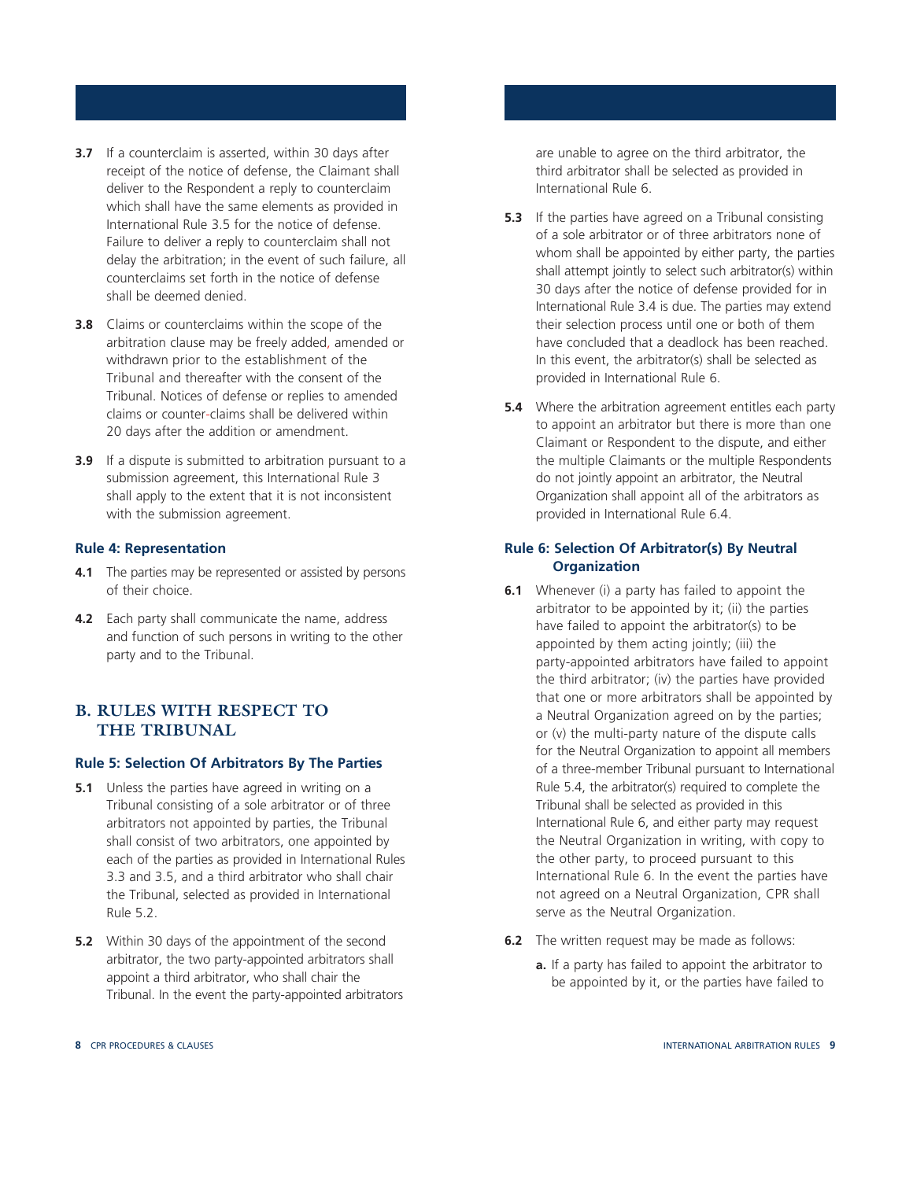**3.7** If a counterclaim is asserted, within 30 days after receipt of the notice of defense, the Claimant shall deliver to the Respondent a reply to counterclaim which shall have the same elements as provided in International Rule 3.5 for the notice of defense. Failure to deliver a reply to counterclaim shall not delay the arbitration; in the event of such failure, all counterclaims set forth in the notice of defense shall be deemed denied.

**3.8** Claims or counterclaims within the scope of the arbitration clause may be freely added, amended or withdrawn prior to the establishment of the Tribunal and thereafter with the consent of the Tribunal. Notices of defense or replies to amended claims or counter-claims shall be delivered within 20 days after the addition or amendment.

**3.9** If a dispute is submitted to arbitration pursuant to a submission agreement, this International Rule 3 shall apply to the extent that it is not inconsistent with the submission agreement.

### Rule 4: Representation

**4.1** The parties may be represented or assisted by persons of their choice.

**4.2** Each party shall communicate the name, address and function of such persons in writing to the other party and to the Tribunal.

## B. RULES WITH RESPECT TO THE TRIBUNAL

### Rule 5: Selection Of Arbitrators By The Parties

**5.1** Unless the parties have agreed in writing on a Tribunal consisting of a sole arbitrator or of three arbitrators not appointed by parties, the Tribunal shall consist of two arbitrators, one appointed by each of the parties as provided in International Rules 3.3 and 3.5, and a third arbitrator who shall chair the Tribunal, selected as provided in International Rule 5.2.

**5.2** Within 30 days of the appointment of the second arbitrator, the two party-appointed arbitrators shall appoint a third arbitrator, who shall chair the Tribunal. In the event the party-appointed arbitrators are unable to agree on the third arbitrator, the third arbitrator shall be selected as provided in International Rule 6.

**5.3** If the parties have agreed on a Tribunal consisting of a sole arbitrator or of three arbitrators none of whom shall be appointed by either party, the parties shall attempt jointly to select such arbitrator(s) within 30 days after the notice of defense provided for in International Rule 3.4 is due. The parties may extend their selection process until one or both of them have concluded that a deadlock has been reached. In this event, the arbitrator(s) shall be selected as provided in International Rule 6.

**5.4** Where the arbitration agreement entitles each party to appoint an arbitrator but there is more than one Claimant or Respondent to the dispute, and either the multiple Claimants or the multiple Respondents do not jointly appoint an arbitrator, the Neutral Organization shall appoint all of the arbitrators as provided in International Rule 6.4.

### Rule 6: Selection Of Arbitrator(s) By Neutral Organization

**6.1** Whenever (i) a party has failed to appoint the arbitrator to be appointed by it; (ii) the parties have failed to appoint the arbitrator(s) to be appointed by them acting jointly; (iii) the party-appointed arbitrators have failed to appoint the third arbitrator; (iv) the parties have provided that one or more arbitrators shall be appointed by a Neutral Organization agreed on by the parties; or (v) the multi-party nature of the dispute calls for the Neutral Organization to appoint all members of a three-member Tribunal pursuant to International Rule 5.4, the arbitrator(s) required to complete the Tribunal shall be selected as provided in this International Rule 6, and either party may request the Neutral Organization in writing, with copy to the other party, to proceed pursuant to this International Rule 6. In the event the parties have not agreed on a Neutral Organization, CPR shall serve as the Neutral Organization.

**6.2** The written request may be made as follows:

**a.** If a party has failed to appoint the arbitrator to be appointed by it, or the parties have failed to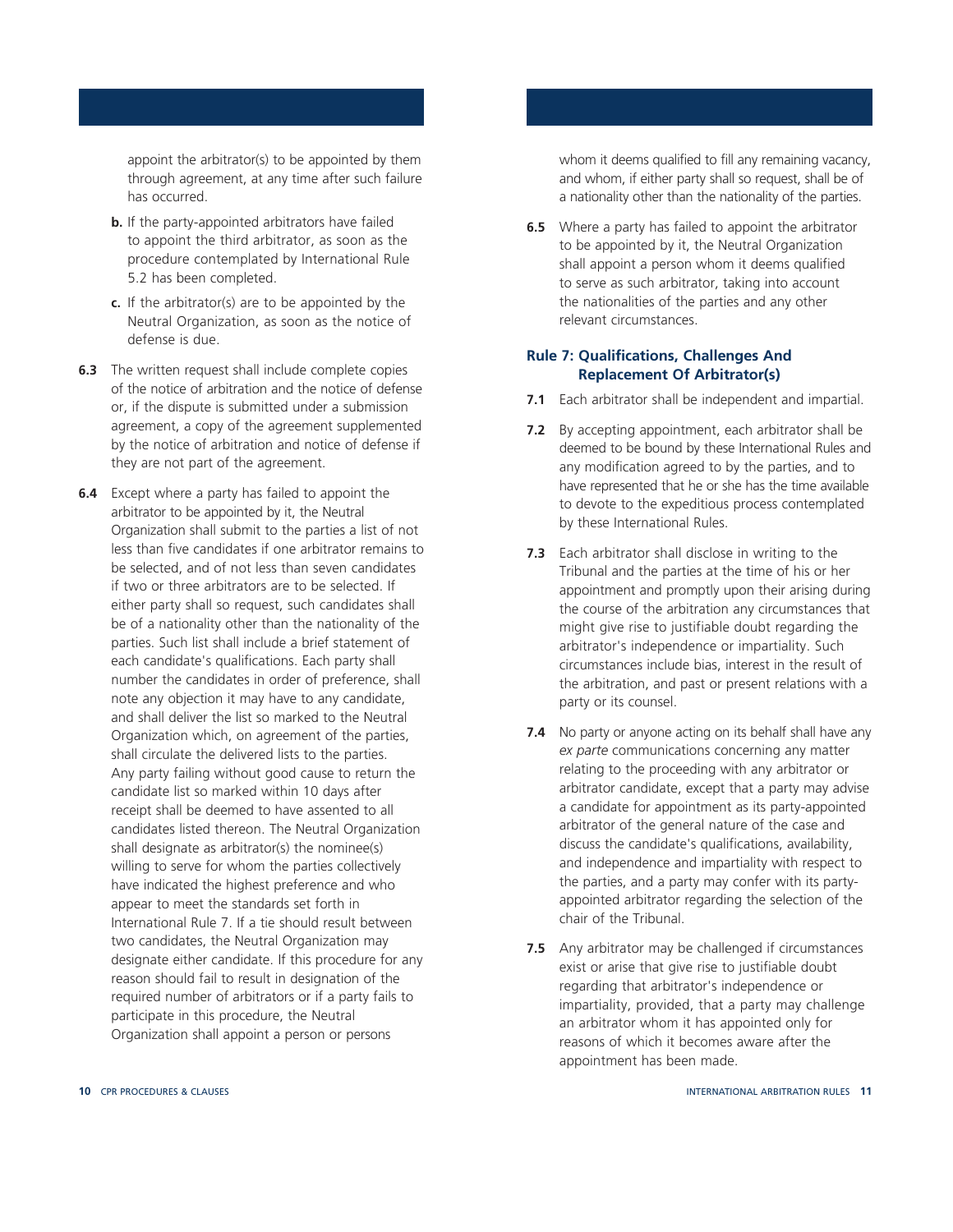appoint the arbitrator(s) to be appointed by them through agreement, at any time after such failure has occurred.

**b.** If the party-appointed arbitrators have failed to appoint the third arbitrator, as soon as the procedure contemplated by International Rule 5.2 has been completed.

**c.** If the arbitrator(s) are to be appointed by the Neutral Organization, as soon as the notice of defense is due.

**6.3** The written request shall include complete copies of the notice of arbitration and the notice of defense or, if the dispute is submitted under a submission agreement, a copy of the agreement supplemented by the notice of arbitration and notice of defense if they are not part of the agreement.

**6.4** Except where a party has failed to appoint the arbitrator to be appointed by it, the Neutral Organization shall submit to the parties a list of not less than five candidates if one arbitrator remains to be selected, and of not less than seven candidates if two or three arbitrators are to be selected. If either party shall so request, such candidates shall be of a nationality other than the nationality of the parties. Such list shall include a brief statement of each candidate's qualifications. Each party shall number the candidates in order of preference, shall note any objection it may have to any candidate, and shall deliver the list so marked to the Neutral Organization which, on agreement of the parties, shall circulate the delivered lists to the parties. Any party failing without good cause to return the candidate list so marked within 10 days after receipt shall be deemed to have assented to all candidates listed thereon. The Neutral Organization shall designate as arbitrator(s) the nominee(s) willing to serve for whom the parties collectively have indicated the highest preference and who appear to meet the standards set forth in International Rule 7. If a tie should result between two candidates, the Neutral Organization may designate either candidate. If this procedure for any reason should fail to result in designation of the required number of arbitrators or if a party fails to participate in this procedure, the Neutral Organization shall appoint a person or persons whom it deems qualified to fill any remaining vacancy, and whom, if either party shall so request, shall be of a nationality other than the nationality of the parties.

**6.5** Where a party has failed to appoint the arbitrator to be appointed by it, the Neutral Organization shall appoint a person whom it deems qualified to serve as such arbitrator, taking into account the nationalities of the parties and any other relevant circumstances.

## Rule 7: Qualifications, Challenges And Replacement Of Arbitrator(s)

**7.1** Each arbitrator shall be independent and impartial.

**7.2** By accepting appointment, each arbitrator shall be deemed to be bound by these International Rules and any modification agreed to by the parties, and to have represented that he or she has the time available to devote to the expeditious process contemplated by these International Rules.

**7.3** Each arbitrator shall disclose in writing to the Tribunal and the parties at the time of his or her appointment and promptly upon their arising during the course of the arbitration any circumstances that might give rise to justifiable doubt regarding the arbitrator's independence or impartiality. Such circumstances include bias, interest in the result of the arbitration, and past or present relations with a party or its counsel.

**7.4** No party or anyone acting on its behalf shall have any *ex parte* communications concerning any matter relating to the proceeding with any arbitrator or arbitrator candidate, except that a party may advise a candidate for appointment as its party-appointed arbitrator of the general nature of the case and discuss the candidate's qualifications, availability, and independence and impartiality with respect to the parties, and a party may confer with its party-appointed arbitrator regarding the selection of the chair of the Tribunal.

**7.5** Any arbitrator may be challenged if circumstances exist or arise that give rise to justifiable doubt regarding that arbitrator's independence or impartiality, provided, that a party may challenge an arbitrator whom it has appointed only for reasons of which it becomes aware after the appointment has been made.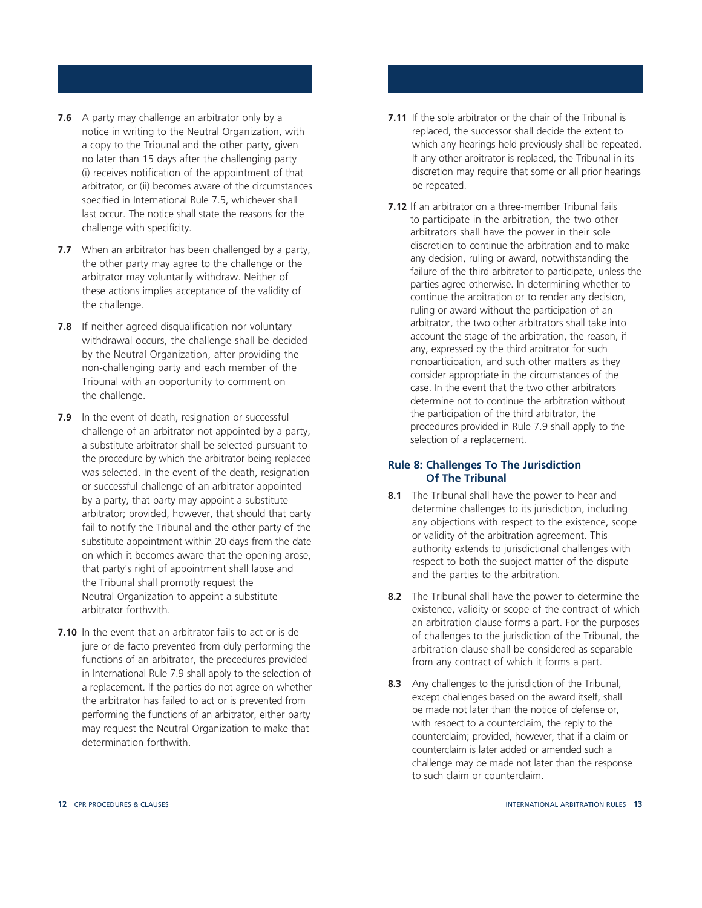**7.6** A party may challenge an arbitrator only by a notice in writing to the Neutral Organization, with a copy to the Tribunal and the other party, given no later than 15 days after the challenging party (i) receives notification of the appointment of that arbitrator, or (ii) becomes aware of the circumstances specified in International Rule 7.5, whichever shall last occur. The notice shall state the reasons for the challenge with specificity.

**7.7** When an arbitrator has been challenged by a party, the other party may agree to the challenge or the arbitrator may voluntarily withdraw. Neither of these actions implies acceptance of the validity of the challenge.

**7.8** If neither agreed disqualification nor voluntary withdrawal occurs, the challenge shall be decided by the Neutral Organization, after providing the non-challenging party and each member of the Tribunal with an opportunity to comment on the challenge.

**7.9** In the event of death, resignation or successful challenge of an arbitrator not appointed by a party, a substitute arbitrator shall be selected pursuant to the procedure by which the arbitrator being replaced was selected. In the event of the death, resignation or successful challenge of an arbitrator appointed by a party, that party may appoint a substitute arbitrator; provided, however, that should that party fail to notify the Tribunal and the other party of the substitute appointment within 20 days from the date on which it becomes aware that the opening arose, that party's right of appointment shall lapse and the Tribunal shall promptly request the Neutral Organization to appoint a substitute arbitrator forthwith.

**7.10** In the event that an arbitrator fails to act or is de jure or de facto prevented from duly performing the functions of an arbitrator, the procedures provided in International Rule 7.9 shall apply to the selection of a replacement. If the parties do not agree on whether the arbitrator has failed to act or is prevented from performing the functions of an arbitrator, either party may request the Neutral Organization to make that determination forthwith.

**7.11** If the sole arbitrator or the chair of the Tribunal is replaced, the successor shall decide the extent to which any hearings held previously shall be repeated. If any other arbitrator is replaced, the Tribunal in its discretion may require that some or all prior hearings be repeated.

**7.12** If an arbitrator on a three-member Tribunal fails to participate in the arbitration, the two other arbitrators shall have the power in their sole discretion to continue the arbitration and to make any decision, ruling or award, notwithstanding the failure of the third arbitrator to participate, unless the parties agree otherwise. In determining whether to continue the arbitration or to render any decision, ruling or award without the participation of an arbitrator, the two other arbitrators shall take into account the stage of the arbitration, the reason, if any, expressed by the third arbitrator for such nonparticipation, and such other matters as they consider appropriate in the circumstances of the case. In the event that the two other arbitrators determine not to continue the arbitration without the participation of the third arbitrator, the procedures provided in Rule 7.9 shall apply to the selection of a replacement.

## Rule 8: Challenges To The Jurisdiction Of The Tribunal

**8.1** The Tribunal shall have the power to hear and determine challenges to its jurisdiction, including any objections with respect to the existence, scope or validity of the arbitration agreement. This authority extends to jurisdictional challenges with respect to both the subject matter of the dispute and the parties to the arbitration.

**8.2** The Tribunal shall have the power to determine the existence, validity or scope of the contract of which an arbitration clause forms a part. For the purposes of challenges to the jurisdiction of the Tribunal, the arbitration clause shall be considered as separable from any contract of which it forms a part.

**8.3** Any challenges to the jurisdiction of the Tribunal, except challenges based on the award itself, shall be made not later than the notice of defense or, with respect to a counterclaim, the reply to the counterclaim; provided, however, that if a claim or counterclaim is later added or amended such a challenge may be made not later than the response to such claim or counterclaim.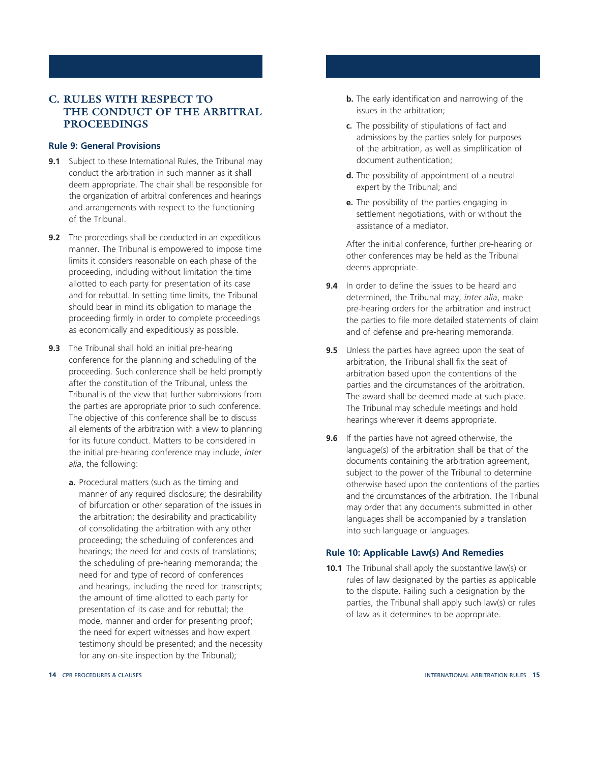## C. RULES WITH RESPECT TO THE CONDUCT OF THE ARBITRAL PROCEEDINGS

### Rule 9: General Provisions

**9.1** Subject to these International Rules, the Tribunal may conduct the arbitration in such manner as it shall deem appropriate. The chair shall be responsible for the organization of arbitral conferences and hearings and arrangements with respect to the functioning of the Tribunal.

**9.2** The proceedings shall be conducted in an expeditious manner. The Tribunal is empowered to impose time limits it considers reasonable on each phase of the proceeding, including without limitation the time allotted to each party for presentation of its case and for rebuttal. In setting time limits, the Tribunal should bear in mind its obligation to manage the proceeding firmly in order to complete proceedings as economically and expeditiously as possible.

**9.3** The Tribunal shall hold an initial pre-hearing conference for the planning and scheduling of the proceeding. Such conference shall be held promptly after the constitution of the Tribunal, unless the Tribunal is of the view that further submissions from the parties are appropriate prior to such conference. The objective of this conference shall be to discuss all elements of the arbitration with a view to planning for its future conduct. Matters to be considered in the initial pre-hearing conference may include, *inter alia*, the following:

**a.** Procedural matters (such as the timing and manner of any required disclosure; the desirability of bifurcation or other separation of the issues in the arbitration; the desirability and practicability of consolidating the arbitration with any other proceeding; the scheduling of conferences and hearings; the need for and costs of translations; the scheduling of pre-hearing memoranda; the need for and type of record of conferences and hearings, including the need for transcripts; the amount of time allotted to each party for presentation of its case and for rebuttal; the mode, manner and order for presenting proof; the need for expert witnesses and how expert testimony should be presented; and the necessity for any on-site inspection by the Tribunal);

**b.** The early identification and narrowing of the issues in the arbitration;

**c.** The possibility of stipulations of fact and admissions by the parties solely for purposes of the arbitration, as well as simplification of document authentication;

**d.** The possibility of appointment of a neutral expert by the Tribunal; and

**e.** The possibility of the parties engaging in settlement negotiations, with or without the assistance of a mediator.

After the initial conference, further pre-hearing or other conferences may be held as the Tribunal deems appropriate.

**9.4** In order to define the issues to be heard and determined, the Tribunal may, *inter alia*, make pre-hearing orders for the arbitration and instruct the parties to file more detailed statements of claim and of defense and pre-hearing memoranda.

**9.5** Unless the parties have agreed upon the seat of arbitration, the Tribunal shall fix the seat of arbitration based upon the contentions of the parties and the circumstances of the arbitration. The award shall be deemed made at such place. The Tribunal may schedule meetings and hold hearings wherever it deems appropriate.

**9.6** If the parties have not agreed otherwise, the language(s) of the arbitration shall be that of the documents containing the arbitration agreement, subject to the power of the Tribunal to determine otherwise based upon the contentions of the parties and the circumstances of the arbitration. The Tribunal may order that any documents submitted in other languages shall be accompanied by a translation into such language or languages.

### Rule 10: Applicable Law(s) And Remedies

**10.1** The Tribunal shall apply the substantive law(s) or rules of law designated by the parties as applicable to the dispute. Failing such a designation by the parties, the Tribunal shall apply such law(s) or rules of law as it determines to be appropriate.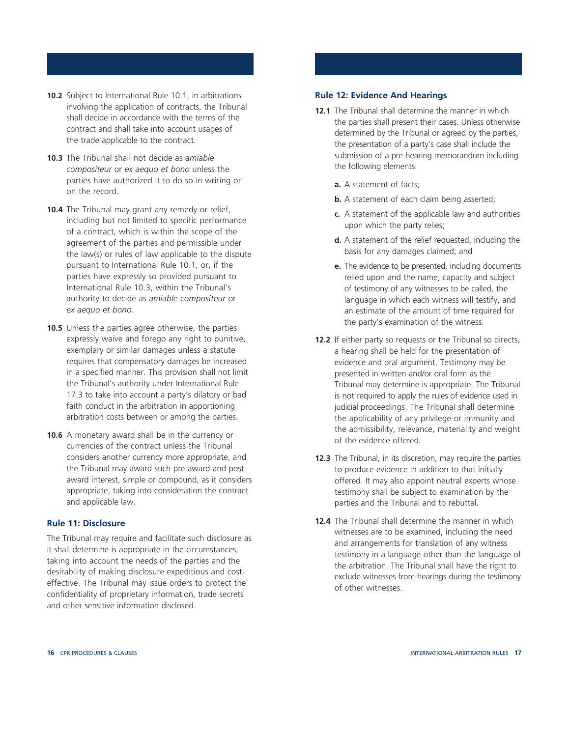**10.2** Subject to International Rule 10.1, in arbitrations involving the application of contracts, the Tribunal shall decide in accordance with the terms of the contract and shall take into account usages of the trade applicable to the contract.

**10.3** The Tribunal shall not decide as *amiable compositeur* or *ex aequo et bono* unless the parties have authorized it to do so in writing or on the record.

**10.4** The Tribunal may grant any remedy or relief, including but not limited to specific performance of a contract, which is within the scope of the agreement of the parties and permissible under the law(s) or rules of law applicable to the dispute pursuant to International Rule 10.1, or, if the parties have expressly so provided pursuant to International Rule 10.3, within the Tribunal's authority to decide as *amiable compositeur* or *ex aequo et bono*.

**10.5** Unless the parties agree otherwise, the parties expressly waive and forego any right to punitive, exemplary or similar damages unless a statute requires that compensatory damages be increased in a specified manner. This provision shall not limit the Tribunal's authority under International Rule 17.3 to take into account a party's dilatory or bad faith conduct in the arbitration in apportioning arbitration costs between or among the parties.

**10.6** A monetary award shall be in the currency or currencies of the contract unless the Tribunal considers another currency more appropriate, and the Tribunal may award such pre-award and post-award interest, simple or compound, as it considers appropriate, taking into consideration the contract and applicable law.

### Rule 11: Disclosure

The Tribunal may require and facilitate such disclosure as it shall determine is appropriate in the circumstances, taking into account the needs of the parties and the desirability of making disclosure expeditious and cost-effective. The Tribunal may issue orders to protect the confidentiality of proprietary information, trade secrets and other sensitive information disclosed.

### Rule 12: Evidence And Hearings

**12.1** The Tribunal shall determine the manner in which the parties shall present their cases. Unless otherwise determined by the Tribunal or agreed by the parties, the presentation of a party's case shall include the submission of a pre-hearing memorandum including the following elements:

**a.** A statement of facts;

**b.** A statement of each claim being asserted;

**c.** A statement of the applicable law and authorities upon which the party relies;

**d.** A statement of the relief requested, including the basis for any damages claimed; and

**e.** The evidence to be presented, including documents relied upon and the name, capacity and subject of testimony of any witnesses to be called, the language in which each witness will testify, and an estimate of the amount of time required for the party's examination of the witness.

**12.2** If either party so requests or the Tribunal so directs, a hearing shall be held for the presentation of evidence and oral argument. Testimony may be presented in written and/or oral form as the Tribunal may determine is appropriate. The Tribunal is not required to apply the rules of evidence used in judicial proceedings. The Tribunal shall determine the applicability of any privilege or immunity and the admissibility, relevance, materiality and weight of the evidence offered.

**12.3** The Tribunal, in its discretion, may require the parties to produce evidence in addition to that initially offered. It may also appoint neutral experts whose testimony shall be subject to examination by the parties and the Tribunal and to rebuttal.

**12.4** The Tribunal shall determine the manner in which witnesses are to be examined, including the need and arrangements for translation of any witness testimony in a language other than the language of the arbitration. The Tribunal shall have the right to exclude witnesses from hearings during the testimony of other witnesses.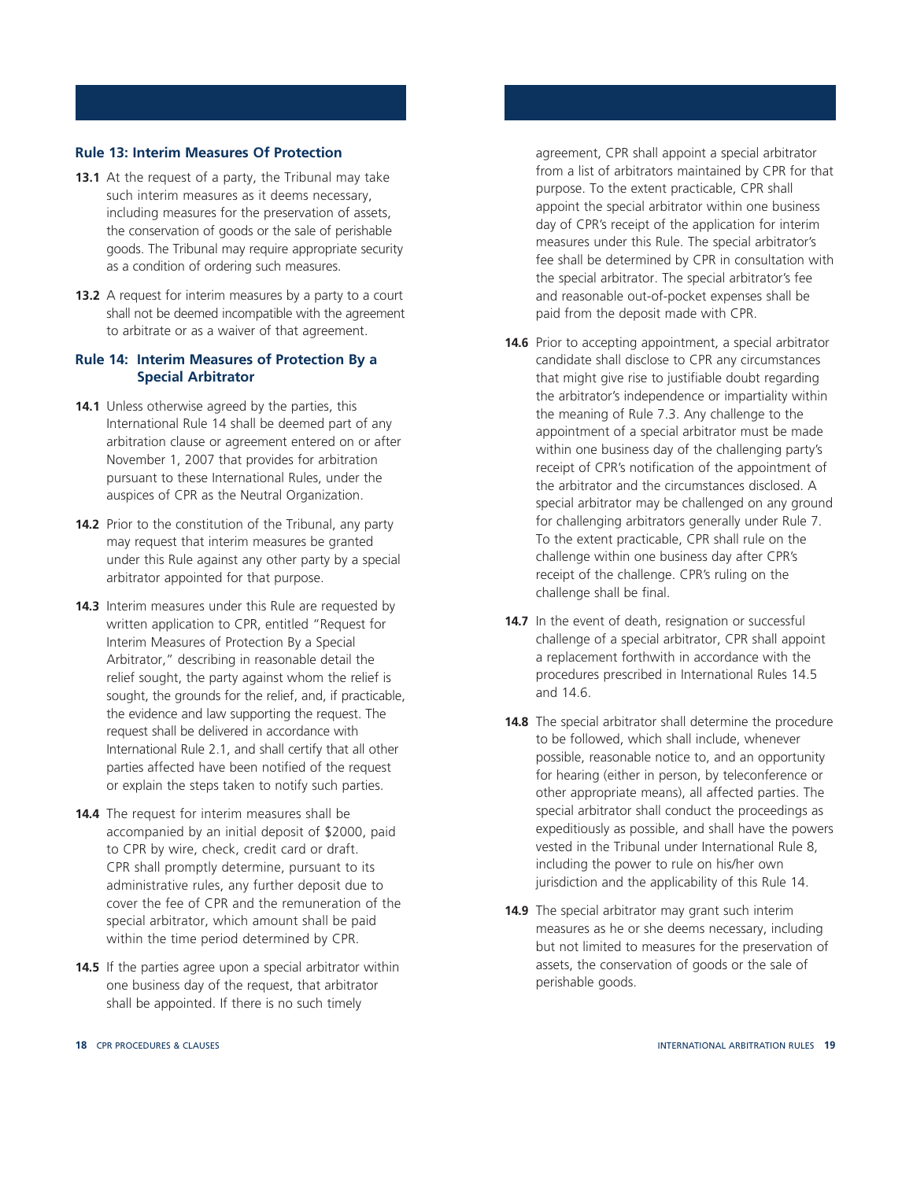## Rule 13: Interim Measures Of Protection

**13.1** At the request of a party, the Tribunal may take such interim measures as it deems necessary, including measures for the preservation of assets, the conservation of goods or the sale of perishable goods. The Tribunal may require appropriate security as a condition of ordering such measures.

**13.2** A request for interim measures by a party to a court shall not be deemed incompatible with the agreement to arbitrate or as a waiver of that agreement.

## Rule 14: Interim Measures of Protection By a Special Arbitrator

**14.1** Unless otherwise agreed by the parties, this International Rule 14 shall be deemed part of any arbitration clause or agreement entered on or after November 1, 2007 that provides for arbitration pursuant to these International Rules, under the auspices of CPR as the Neutral Organization.

**14.2** Prior to the constitution of the Tribunal, any party may request that interim measures be granted under this Rule against any other party by a special arbitrator appointed for that purpose.

**14.3** Interim measures under this Rule are requested by written application to CPR, entitled "Request for Interim Measures of Protection By a Special Arbitrator," describing in reasonable detail the relief sought, the party against whom the relief is sought, the grounds for the relief, and, if practicable, the evidence and law supporting the request. The request shall be delivered in accordance with International Rule 2.1, and shall certify that all other parties affected have been notified of the request or explain the steps taken to notify such parties.

**14.4** The request for interim measures shall be accompanied by an initial deposit of $2000, paid to CPR by wire, check, credit card or draft. CPR shall promptly determine, pursuant to its administrative rules, any further deposit due to cover the fee of CPR and the remuneration of the special arbitrator, which amount shall be paid within the time period determined by CPR.

**14.5** If the parties agree upon a special arbitrator within one business day of the request, that arbitrator shall be appointed. If there is no such timely agreement, CPR shall appoint a special arbitrator from a list of arbitrators maintained by CPR for that purpose. To the extent practicable, CPR shall appoint the special arbitrator within one business day of CPR's receipt of the application for interim measures under this Rule. The special arbitrator's fee shall be determined by CPR in consultation with the special arbitrator. The special arbitrator's fee and reasonable out-of-pocket expenses shall be paid from the deposit made with CPR.

**14.6** Prior to accepting appointment, a special arbitrator candidate shall disclose to CPR any circumstances that might give rise to justifiable doubt regarding the arbitrator's independence or impartiality within the meaning of Rule 7.3. Any challenge to the appointment of a special arbitrator must be made within one business day of the challenging party's receipt of CPR's notification of the appointment of the arbitrator and the circumstances disclosed. A special arbitrator may be challenged on any ground for challenging arbitrators generally under Rule 7. To the extent practicable, CPR shall rule on the challenge within one business day after CPR's receipt of the challenge. CPR's ruling on the challenge shall be final.

**14.7** In the event of death, resignation or successful challenge of a special arbitrator, CPR shall appoint a replacement forthwith in accordance with the procedures prescribed in International Rules 14.5 and 14.6.

**14.8** The special arbitrator shall determine the procedure to be followed, which shall include, whenever possible, reasonable notice to, and an opportunity for hearing (either in person, by teleconference or other appropriate means), all affected parties. The special arbitrator shall conduct the proceedings as expeditiously as possible, and shall have the powers vested in the Tribunal under International Rule 8, including the power to rule on his/her own jurisdiction and the applicability of this Rule 14.

**14.9** The special arbitrator may grant such interim measures as he or she deems necessary, including but not limited to measures for the preservation of assets, the conservation of goods or the sale of perishable goods.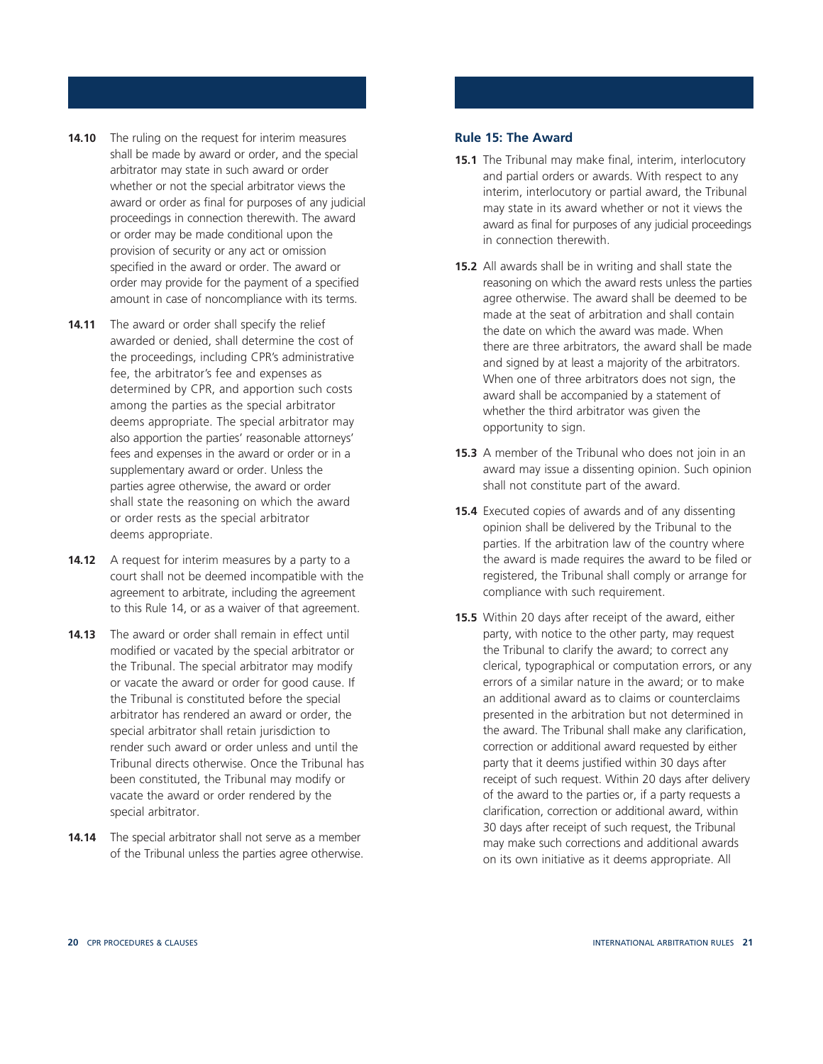**14.10** The ruling on the request for interim measures shall be made by award or order, and the special arbitrator may state in such award or order whether or not the special arbitrator views the award or order as final for purposes of any judicial proceedings in connection therewith. The award or order may be made conditional upon the provision of security or any act or omission specified in the award or order. The award or order may provide for the payment of a specified amount in case of noncompliance with its terms.

**14.11** The award or order shall specify the relief awarded or denied, shall determine the cost of the proceedings, including CPR's administrative fee, the arbitrator's fee and expenses as determined by CPR, and apportion such costs among the parties as the special arbitrator deems appropriate. The special arbitrator may also apportion the parties' reasonable attorneys' fees and expenses in the award or order or in a supplementary award or order. Unless the parties agree otherwise, the award or order shall state the reasoning on which the award or order rests as the special arbitrator deems appropriate.

**14.12** A request for interim measures by a party to a court shall not be deemed incompatible with the agreement to arbitrate, including the agreement to this Rule 14, or as a waiver of that agreement.

**14.13** The award or order shall remain in effect until modified or vacated by the special arbitrator or the Tribunal. The special arbitrator may modify or vacate the award or order for good cause. If the Tribunal is constituted before the special arbitrator has rendered an award or order, the special arbitrator shall retain jurisdiction to render such award or order unless and until the Tribunal directs otherwise. Once the Tribunal has been constituted, the Tribunal may modify or vacate the award or order rendered by the special arbitrator.

**14.14** The special arbitrator shall not serve as a member of the Tribunal unless the parties agree otherwise.

### Rule 15: The Award

**15.1** The Tribunal may make final, interim, interlocutory and partial orders or awards. With respect to any interim, interlocutory or partial award, the Tribunal may state in its award whether or not it views the award as final for purposes of any judicial proceedings in connection therewith.

**15.2** All awards shall be in writing and shall state the reasoning on which the award rests unless the parties agree otherwise. The award shall be deemed to be made at the seat of arbitration and shall contain the date on which the award was made. When there are three arbitrators, the award shall be made and signed by at least a majority of the arbitrators. When one of three arbitrators does not sign, the award shall be accompanied by a statement of whether the third arbitrator was given the opportunity to sign.

**15.3** A member of the Tribunal who does not join in an award may issue a dissenting opinion. Such opinion shall not constitute part of the award.

**15.4** Executed copies of awards and of any dissenting opinion shall be delivered by the Tribunal to the parties. If the arbitration law of the country where the award is made requires the award to be filed or registered, the Tribunal shall comply or arrange for compliance with such requirement.

**15.5** Within 20 days after receipt of the award, either party, with notice to the other party, may request the Tribunal to clarify the award; to correct any clerical, typographical or computation errors, or any errors of a similar nature in the award; or to make an additional award as to claims or counterclaims presented in the arbitration but not determined in the award. The Tribunal shall make any clarification, correction or additional award requested by either party that it deems justified within 30 days after receipt of such request. Within 20 days after delivery of the award to the parties or, if a party requests a clarification, correction or additional award, within 30 days after receipt of such request, the Tribunal may make such corrections and additional awards on its own initiative as it deems appropriate. All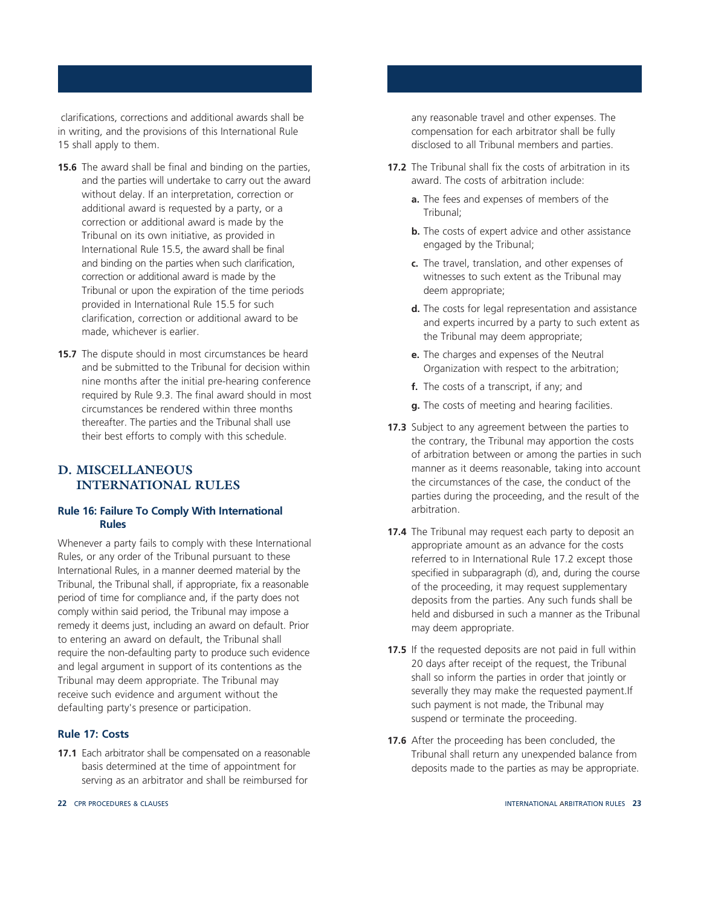clarifications, corrections and additional awards shall be in writing, and the provisions of this International Rule 15 shall apply to them.

**15.6** The award shall be final and binding on the parties, and the parties will undertake to carry out the award without delay. If an interpretation, correction or additional award is requested by a party, or a correction or additional award is made by the Tribunal on its own initiative, as provided in International Rule 15.5, the award shall be final and binding on the parties when such clarification, correction or additional award is made by the Tribunal or upon the expiration of the time periods provided in International Rule 15.5 for such clarification, correction or additional award to be made, whichever is earlier.

**15.7** The dispute should in most circumstances be heard and be submitted to the Tribunal for decision within nine months after the initial pre-hearing conference required by Rule 9.3. The final award should in most circumstances be rendered within three months thereafter. The parties and the Tribunal shall use their best efforts to comply with this schedule.

## D. MISCELLANEOUS INTERNATIONAL RULES

### Rule 16: Failure To Comply With International Rules

Whenever a party fails to comply with these International Rules, or any order of the Tribunal pursuant to these International Rules, in a manner deemed material by the Tribunal, the Tribunal shall, if appropriate, fix a reasonable period of time for compliance and, if the party does not comply within said period, the Tribunal may impose a remedy it deems just, including an award on default. Prior to entering an award on default, the Tribunal shall require the non-defaulting party to produce such evidence and legal argument in support of its contentions as the Tribunal may deem appropriate. The Tribunal may receive such evidence and argument without the defaulting party's presence or participation.

### Rule 17: Costs

**17.1** Each arbitrator shall be compensated on a reasonable basis determined at the time of appointment for serving as an arbitrator and shall be reimbursed for any reasonable travel and other expenses. The compensation for each arbitrator shall be fully disclosed to all Tribunal members and parties.

**17.2** The Tribunal shall fix the costs of arbitration in its award. The costs of arbitration include:

- **a.** The fees and expenses of members of the Tribunal;
- **b.** The costs of expert advice and other assistance engaged by the Tribunal;
- **c.** The travel, translation, and other expenses of witnesses to such extent as the Tribunal may deem appropriate;
- **d.** The costs for legal representation and assistance and experts incurred by a party to such extent as the Tribunal may deem appropriate;
- **e.** The charges and expenses of the Neutral Organization with respect to the arbitration;
- **f.** The costs of a transcript, if any; and
- **g.** The costs of meeting and hearing facilities.

**17.3** Subject to any agreement between the parties to the contrary, the Tribunal may apportion the costs of arbitration between or among the parties in such manner as it deems reasonable, taking into account the circumstances of the case, the conduct of the parties during the proceeding, and the result of the arbitration.

**17.4** The Tribunal may request each party to deposit an appropriate amount as an advance for the costs referred to in International Rule 17.2 except those specified in subparagraph (d), and, during the course of the proceeding, it may request supplementary deposits from the parties. Any such funds shall be held and disbursed in such a manner as the Tribunal may deem appropriate.

**17.5** If the requested deposits are not paid in full within 20 days after receipt of the request, the Tribunal shall so inform the parties in order that jointly or severally they may make the requested payment.If such payment is not made, the Tribunal may suspend or terminate the proceeding.

**17.6** After the proceeding has been concluded, the Tribunal shall return any unexpended balance from deposits made to the parties as may be appropriate.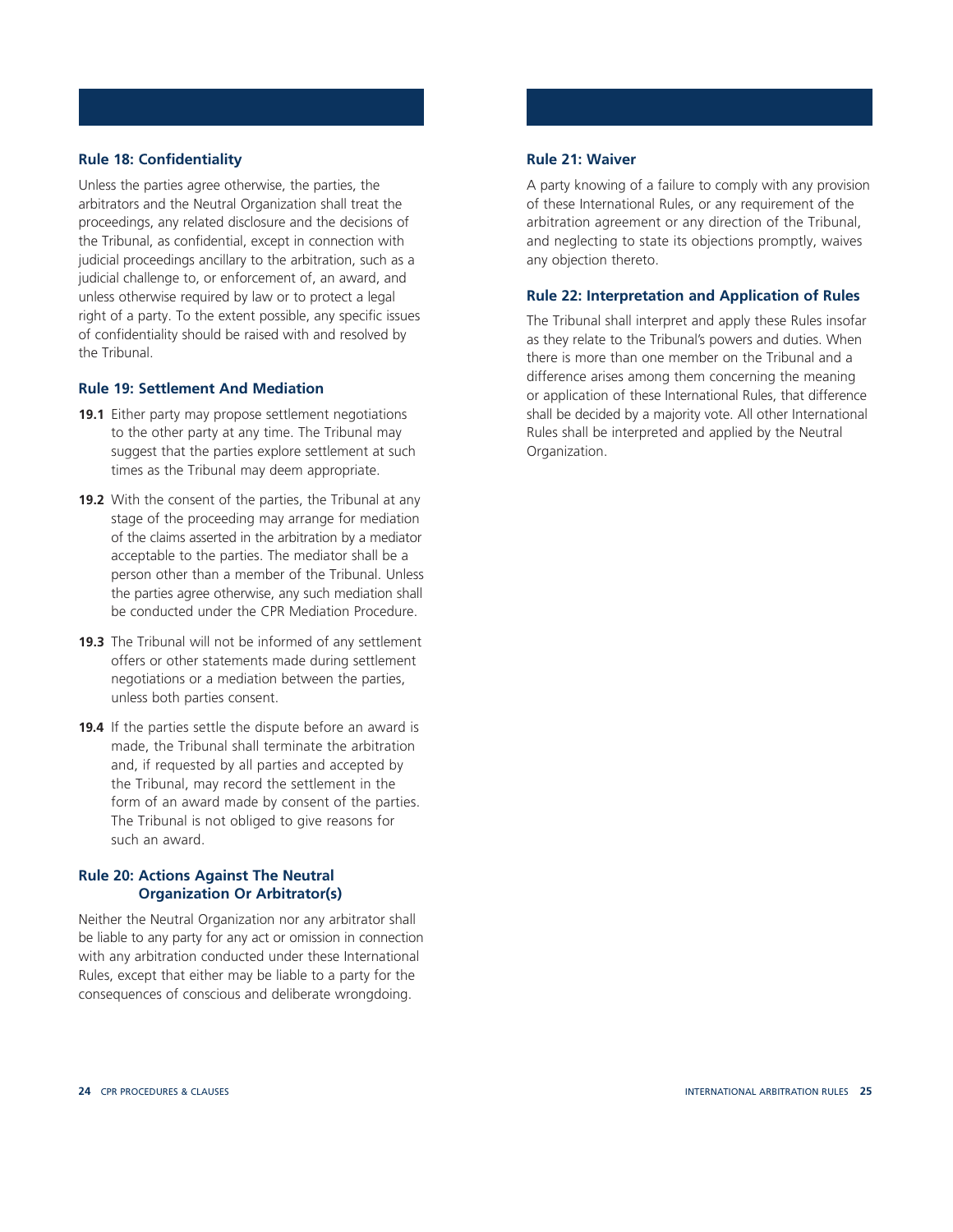### Rule 18: Confidentiality

Unless the parties agree otherwise, the parties, the arbitrators and the Neutral Organization shall treat the proceedings, any related disclosure and the decisions of the Tribunal, as confidential, except in connection with judicial proceedings ancillary to the arbitration, such as a judicial challenge to, or enforcement of, an award, and unless otherwise required by law or to protect a legal right of a party. To the extent possible, any specific issues of confidentiality should be raised with and resolved by the Tribunal.

### Rule 19: Settlement And Mediation

**19.1** Either party may propose settlement negotiations to the other party at any time. The Tribunal may suggest that the parties explore settlement at such times as the Tribunal may deem appropriate.

**19.2** With the consent of the parties, the Tribunal at any stage of the proceeding may arrange for mediation of the claims asserted in the arbitration by a mediator acceptable to the parties. The mediator shall be a person other than a member of the Tribunal. Unless the parties agree otherwise, any such mediation shall be conducted under the CPR Mediation Procedure.

**19.3** The Tribunal will not be informed of any settlement offers or other statements made during settlement negotiations or a mediation between the parties, unless both parties consent.

**19.4** If the parties settle the dispute before an award is made, the Tribunal shall terminate the arbitration and, if requested by all parties and accepted by the Tribunal, may record the settlement in the form of an award made by consent of the parties. The Tribunal is not obliged to give reasons for such an award.

### Rule 20: Actions Against The Neutral Organization Or Arbitrator(s)

Neither the Neutral Organization nor any arbitrator shall be liable to any party for any act or omission in connection with any arbitration conducted under these International Rules, except that either may be liable to a party for the consequences of conscious and deliberate wrongdoing.

### Rule 21: Waiver

A party knowing of a failure to comply with any provision of these International Rules, or any requirement of the arbitration agreement or any direction of the Tribunal, and neglecting to state its objections promptly, waives any objection thereto.

### Rule 22: Interpretation and Application of Rules

The Tribunal shall interpret and apply these Rules insofar as they relate to the Tribunal's powers and duties. When there is more than one member on the Tribunal and a difference arises among them concerning the meaning or application of these International Rules, that difference shall be decided by a majority vote. All other International Rules shall be interpreted and applied by the Neutral Organization.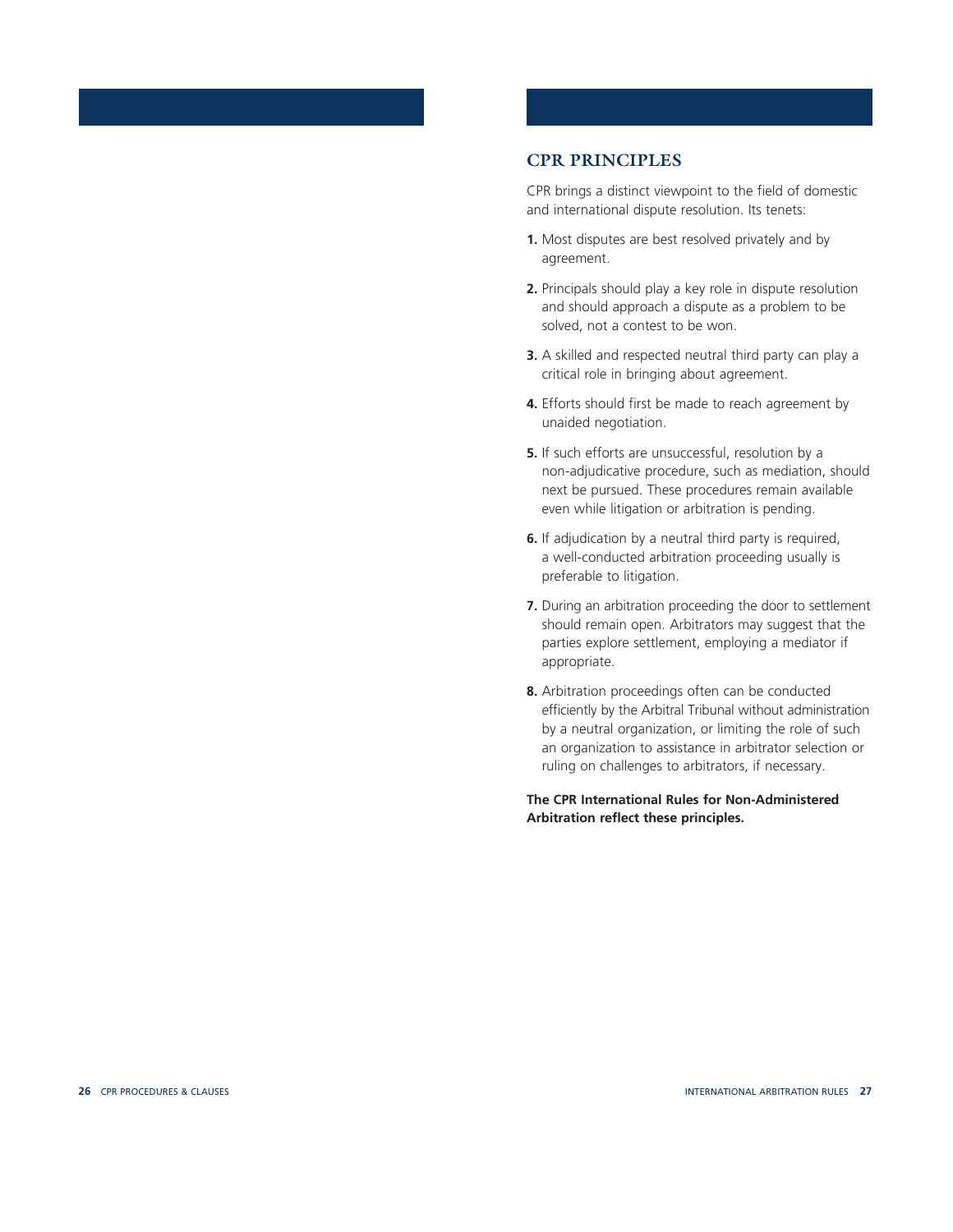## CPR PRINCIPLES

CPR brings a distinct viewpoint to the field of domestic and international dispute resolution. Its tenets:

1. Most disputes are best resolved privately and by agreement.
2. Principals should play a key role in dispute resolution and should approach a dispute as a problem to be solved, not a contest to be won.
3. A skilled and respected neutral third party can play a critical role in bringing about agreement.
4. Efforts should first be made to reach agreement by unaided negotiation.
5. If such efforts are unsuccessful, resolution by a non-adjudicative procedure, such as mediation, should next be pursued. These procedures remain available even while litigation or arbitration is pending.
6. If adjudication by a neutral third party is required, a well-conducted arbitration proceeding usually is preferable to litigation.
7. During an arbitration proceeding the door to settlement should remain open. Arbitrators may suggest that the parties explore settlement, employing a mediator if appropriate.
8. Arbitration proceedings often can be conducted efficiently by the Arbitral Tribunal without administration by a neutral organization, or limiting the role of such an organization to assistance in arbitrator selection or ruling on challenges to arbitrators, if necessary.

**The CPR International Rules for Non-Administered Arbitration reflect these principles.**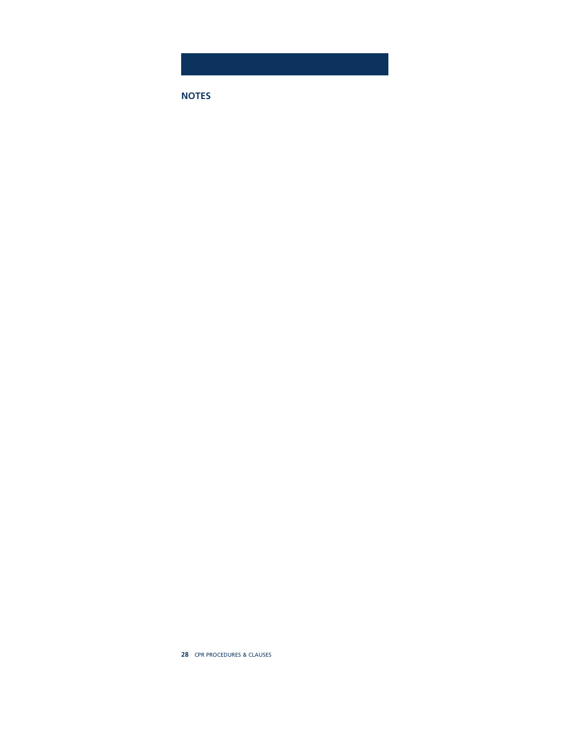## NOTES